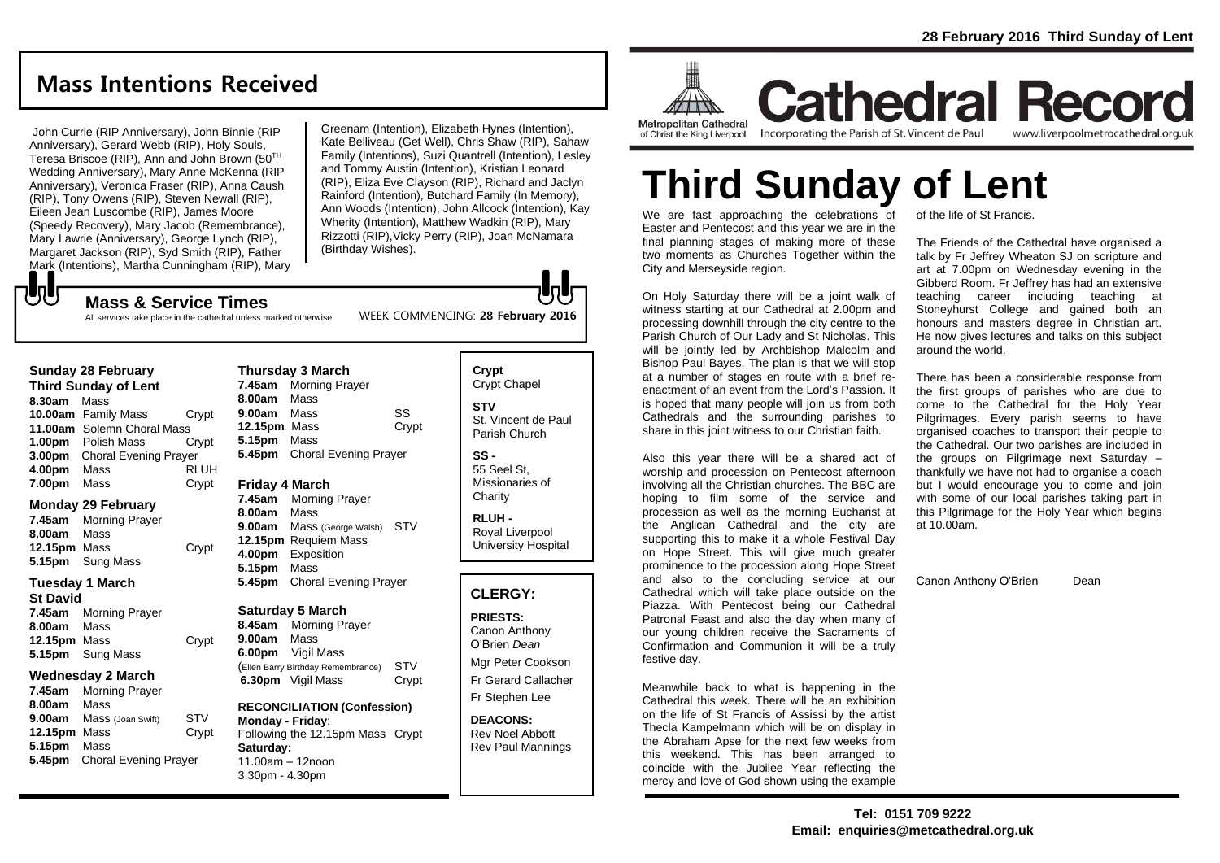# Mass Intentions Received

John Currie (RIP Anniversary), John Binnie (RIP Anniversary), Gerard Webb (RIP), Holy Souls, Teresa Briscoe (RIP), Ann and John Brown (50TH Wedding Anniversary), Mary Anne McKenna (RIP Anniversary), Veronica Fraser (RIP), Anna Caush (RIP), Tony Owens (RIP), Steven Newall (RIP), Eileen Jean Luscombe (RIP), James Moore (Speedy Recovery), Mary Jacob (Remembrance), Mary Lawrie (Anniversary), George Lynch (RIP), Margaret Jackson (RIP), Syd Smith (RIP), Father Mark (Intentions), Martha Cunningham (RIP), Mary Greenam (Intention), Elizabeth Hynes (Intention), Kate Belliveau (Get Well), Chris Shaw (RIP), Sahaw Family (Intentions), Suzi Quantrell (Intention), Lesley and Tommy Austin (Intention), Kristian Leonard (RIP), Eliza Eve Clayson (RIP), Richard and Jaclyn Rainford (Intention), Butchard Family (In Memory), Ann Woods (Intention), John Allcock (Intention), Kay Wherity (Intention), Matthew Wadkin (RIP), Mary Rizzotti (RIP), Vicky Perry (RIP), Joan McNamara (Birthday Wishes).

## Mass & Service Times

All services take place in the cathedral unless marked otherwise

WEEK COMMENCING: **28 February 2016**

### Sunday 28 February
**Third Sunday of Lent**

| | | |
|---|---|---|
| **8.30am** | Mass | |
| **10.00am** | Family Mass | Crypt |
| **11.00am** | Solemn Choral Mass | |
| **1.00pm** | Polish Mass | Crypt |
| **3.00pm** | Choral Evening Prayer | |
| **4.00pm** | Mass | RLUH |
| **7.00pm** | Mass | Crypt |

### Monday 29 February

| | | |
|---|---|---|
| **7.45am** | Morning Prayer | |
| **8.00am** | Mass | |
| **12.15pm** | Mass | Crypt |
| **5.15pm** | Sung Mass | |

### Tuesday 1 March
**St David**

| | | |
|---|---|---|
| **7.45am** | Morning Prayer | |
| **8.00am** | Mass | |
| **12.15pm** | Mass | Crypt |
| **5.15pm** | Sung Mass | |

### Wednesday 2 March

| | | |
|---|---|---|
| **7.45am** | Morning Prayer | |
| **8.00am** | Mass | |
| **9.00am** | Mass (Joan Swift) | STV |
| **12.15pm** | Mass | Crypt |
| **5.15pm** | Mass | |
| **5.45pm** | Choral Evening Prayer | |

### Thursday 3 March

| | | |
|---|---|---|
| **7.45am** | Morning Prayer | |
| **8.00am** | Mass | |
| **9.00am** | Mass | SS |
| **12.15pm** | Mass | Crypt |
| **5.15pm** | Mass | |
| **5.45pm** | Choral Evening Prayer | |

### Friday 4 March

| | | |
|---|---|---|
| **7.45am** | Morning Prayer | |
| **8.00am** | Mass | |
| **9.00am** | Mass (George Walsh) | STV |
| **12.15pm** | Requiem Mass | |
| **4.00pm** | Exposition | |
| **5.15pm** | Mass | |
| **5.45pm** | Choral Evening Prayer | |

### Saturday 5 March

| | | |
|---|---|---|
| **8.45am** | Morning Prayer | |
| **9.00am** | Mass | |
| **6.00pm** | Vigil Mass (Ellen Barry Birthday Remembrance) | STV |
| **6.30pm** | Vigil Mass | Crypt |

**RECONCILIATION (Confession)**
**Monday - Friday**:
Following the 12.15pm Mass Crypt
**Saturday:**
11.00am – 12noon
3.30pm - 4.30pm

**Crypt**
Crypt Chapel

**STV**
St. Vincent de Paul Parish Church

**SS -**
55 Seel St, Missionaries of Charity

**RLUH -**
Royal Liverpool University Hospital

## CLERGY:

**PRIESTS:**
Canon Anthony O'Brien *Dean*
Mgr Peter Cookson
Fr Gerard Callacher
Fr Stephen Lee

**DEACONS:**
Rev Noel Abbott
Rev Paul Mannings

**28 February 2016 Third Sunday of Lent**

Metropolitan Cathedral of Christ the King Liverpool

# Cathedral Record

Incorporating the Parish of St. Vincent de Paul — www.liverpoolmetrocathedral.org.uk

# Third Sunday of Lent

We are fast approaching the celebrations of Easter and Pentecost and this year we are in the final planning stages of making more of these two moments as Churches Together within the City and Merseyside region.

On Holy Saturday there will be a joint walk of witness starting at our Cathedral at 2.00pm and processing downhill through the city centre to the Parish Church of Our Lady and St Nicholas. This will be jointly led by Archbishop Malcolm and Bishop Paul Bayes. The plan is that we will stop at a number of stages en route with a brief re-enactment of an event from the Lord's Passion. It is hoped that many people will join us from both Cathedrals and the surrounding parishes to share in this joint witness to our Christian faith.

Also this year there will be a shared act of worship and procession on Pentecost afternoon involving all the Christian churches. The BBC are hoping to film some of the service and procession as well as the morning Eucharist at the Anglican Cathedral and the city are supporting this to make it a whole Festival Day on Hope Street. This will give much greater prominence to the procession along Hope Street and also to the concluding service at our Cathedral which will take place outside on the Piazza. With Pentecost being our Cathedral Patronal Feast and also the day when many of our young children receive the Sacraments of Confirmation and Communion it will be a truly festive day.

Meanwhile back to what is happening in the Cathedral this week. There will be an exhibition on the life of St Francis of Assissi by the artist Thecla Kampelmann which will be on display in the Abraham Apse for the next few weeks from this weekend. This has been arranged to coincide with the Jubilee Year reflecting the mercy and love of God shown using the example of the life of St Francis.

The Friends of the Cathedral have organised a talk by Fr Jeffrey Wheaton SJ on scripture and art at 7.00pm on Wednesday evening in the Gibberd Room. Fr Jeffrey has had an extensive teaching career including teaching at Stoneyhurst College and gained both an honours and masters degree in Christian art. He now gives lectures and talks on this subject around the world.

There has been a considerable response from the first groups of parishes who are due to come to the Cathedral for the Holy Year Pilgrimages. Every parish seems to have organised coaches to transport their people to the Cathedral. Our two parishes are included in the groups on Pilgrimage next Saturday – thankfully we have not had to organise a coach but I would encourage you to come and join with some of our local parishes taking part in this Pilgrimage for the Holy Year which begins at 10.00am.

Canon Anthony O'Brien Dean

**Tel: 0151 709 9222**
**Email: enquiries@metcathedral.org.uk**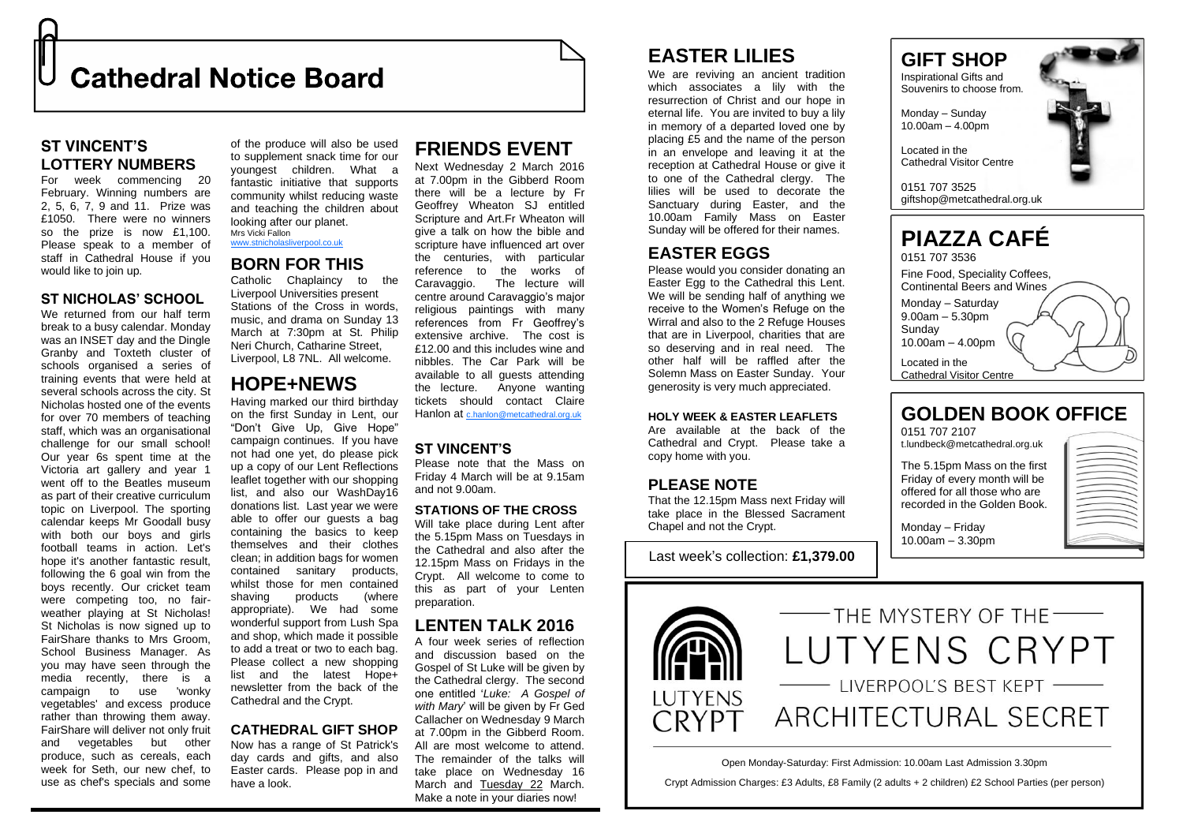# Cathedral Notice Board

## ST VINCENT'S LOTTERY NUMBERS

For week commencing 20 February. Winning numbers are 2, 5, 6, 7, 9 and 11. Prize was £1050. There were no winners so the prize is now £1,100. Please speak to a member of staff in Cathedral House if you would like to join up.

## ST NICHOLAS' SCHOOL

We returned from our half term break to a busy calendar. Monday was an INSET day and the Dingle Granby and Toxteth cluster of schools organised a series of training events that were held at several schools across the city. St Nicholas hosted one of the events for over 70 members of teaching staff, which was an organisational challenge for our small school! Our year 6s spent time at the Victoria art gallery and year 1 went off to the Beatles museum as part of their creative curriculum topic on Liverpool. The sporting calendar keeps Mr Goodall busy with both our boys and girls football teams in action. Let's hope it's another fantastic result, following the 6 goal win from the boys recently. Our cricket team were competing too, no fair-weather playing at St Nicholas! St Nicholas is now signed up to FairShare thanks to Mrs Groom, School Business Manager. As you may have seen through the media recently, there is a campaign to use 'wonky vegetables' and excess produce rather than throwing them away. FairShare will deliver not only fruit and vegetables but other produce, such as cereals, each week for Seth, our new chef, to use as chef's specials and some of the produce will also be used to supplement snack time for our youngest children. What a fantastic initiative that supports community whilst reducing waste and teaching the children about looking after our planet.

Mrs Vicki Fallon
www.stnicholasliverpool.co.uk

## BORN FOR THIS

Catholic Chaplaincy to the Liverpool Universities present Stations of the Cross in words, music, and drama on Sunday 13 March at 7:30pm at St. Philip Neri Church, Catharine Street, Liverpool, L8 7NL. All welcome.

## HOPE+NEWS

Having marked our third birthday on the first Sunday in Lent, our "Don't Give Up, Give Hope" campaign continues. If you have not had one yet, do please pick up a copy of our Lent Reflections leaflet together with our shopping list, and also our WashDay16 donations list. Last year we were able to offer our guests a bag containing the basics to keep themselves and their clothes clean; in addition bags for women contained sanitary products, whilst those for men contained shaving products (where appropriate). We had some wonderful support from Lush Spa and shop, which made it possible to add a treat or two to each bag. Please collect a new shopping list and the latest Hope+ newsletter from the back of the Cathedral and the Crypt.

### CATHEDRAL GIFT SHOP

Now has a range of St Patrick's day cards and gifts, and also Easter cards. Please pop in and have a look.

## FRIENDS EVENT

Next Wednesday 2 March 2016 at 7.00pm in the Gibberd Room there will be a lecture by Fr Geoffrey Wheaton SJ entitled Scripture and Art.Fr Wheaton will give a talk on how the bible and scripture have influenced art over the centuries, with particular reference to the works of Caravaggio. The lecture will centre around Caravaggio's major religious paintings with many references from Fr Geoffrey's extensive archive. The cost is £12.00 and this includes wine and nibbles. The Car Park will be available to all guests attending the lecture. Anyone wanting tickets should contact Claire Hanlon at c.hanlon@metcathedral.org.uk

### ST VINCENT'S

Please note that the Mass on Friday 4 March will be at 9.15am and not 9.00am.

### STATIONS OF THE CROSS

Will take place during Lent after the 5.15pm Mass on Tuesdays in the Cathedral and also after the 12.15pm Mass on Fridays in the Crypt. All welcome to come to this as part of your Lenten preparation.

## LENTEN TALK 2016

A four week series of reflection and discussion based on the Gospel of St Luke will be given by the Cathedral clergy. The second one entitled '*Luke: A Gospel of with Mary*' will be given by Fr Ged Callacher on Wednesday 9 March at 7.00pm in the Gibberd Room. All are most welcome to attend. The remainder of the talks will take place on Wednesday 16 March and Tuesday 22 March. Make a note in your diaries now!

## EASTER LILIES

We are reviving an ancient tradition which associates a lily with the resurrection of Christ and our hope in eternal life. You are invited to buy a lily in memory of a departed loved one by placing £5 and the name of the person in an envelope and leaving it at the reception at Cathedral House or give it to one of the Cathedral clergy. The lilies will be used to decorate the Sanctuary during Easter, and the 10.00am Family Mass on Easter Sunday will be offered for their names.

## EASTER EGGS

Please would you consider donating an Easter Egg to the Cathedral this Lent. We will be sending half of anything we receive to the Women's Refuge on the Wirral and also to the 2 Refuge Houses that are in Liverpool, charities that are so deserving and in real need. The other half will be raffled after the Solemn Mass on Easter Sunday. Your generosity is very much appreciated.

### HOLY WEEK & EASTER LEAFLETS

Are available at the back of the Cathedral and Crypt. Please take a copy home with you.

## PLEASE NOTE

That the 12.15pm Mass next Friday will take place in the Blessed Sacrament Chapel and not the Crypt.

Last week's collection: **£1,379.00**

## GIFT SHOP

Inspirational Gifts and Souvenirs to choose from.

Monday – Sunday
10.00am – 4.00pm

Located in the Cathedral Visitor Centre

0151 707 3525
giftshop@metcathedral.org.uk

## PIAZZA CAFÉ

0151 707 3536

Fine Food, Speciality Coffees, Continental Beers and Wines

Monday – Saturday
9.00am – 5.30pm
Sunday
10.00am – 4.00pm

Located in the Cathedral Visitor Centre

## GOLDEN BOOK OFFICE

0151 707 2107
t.lundbeck@metcathedral.org.uk

The 5.15pm Mass on the first Friday of every month will be offered for all those who are recorded in the Golden Book.

Monday – Friday
10.00am – 3.30pm

LUTYENS CRYPT

THE MYSTERY OF THE LUTYENS CRYPT
LIVERPOOL'S BEST KEPT ARCHITECTURAL SECRET

Open Monday-Saturday: First Admission: 10.00am Last Admission 3.30pm

Crypt Admission Charges: £3 Adults, £8 Family (2 adults + 2 children) £2 School Parties (per person)